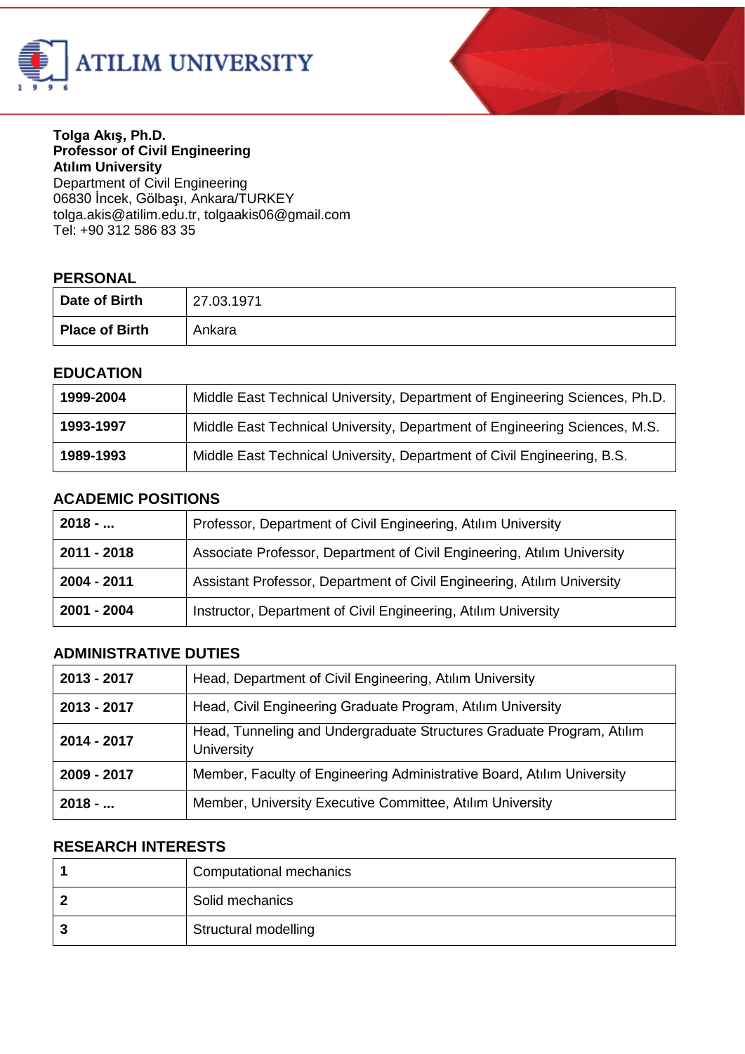ATILIM UNIVERSITY

**Tolga Akış, Ph.D.**
**Professor of Civil Engineering**
**Atılım University**
Department of Civil Engineering
06830 İncek, Gölbaşı, Ankara/TURKEY
tolga.akis@atilim.edu.tr, tolgaakis06@gmail.com
Tel: +90 312 586 83 35

## PERSONAL

| | |
|---|---|
| **Date of Birth** | 27.03.1971 |
| **Place of Birth** | Ankara |

## EDUCATION

| | |
|---|---|
| **1999-2004** | Middle East Technical University, Department of Engineering Sciences, Ph.D. |
| **1993-1997** | Middle East Technical University, Department of Engineering Sciences, M.S. |
| **1989-1993** | Middle East Technical University, Department of Civil Engineering, B.S. |

## ACADEMIC POSITIONS

| | |
|---|---|
| **2018 - ...** | Professor, Department of Civil Engineering, Atılım University |
| **2011 - 2018** | Associate Professor, Department of Civil Engineering, Atılım University |
| **2004 - 2011** | Assistant Professor, Department of Civil Engineering, Atılım University |
| **2001 - 2004** | Instructor, Department of Civil Engineering, Atılım University |

## ADMINISTRATIVE DUTIES

| | |
|---|---|
| **2013 - 2017** | Head, Department of Civil Engineering, Atılım University |
| **2013 - 2017** | Head, Civil Engineering Graduate Program, Atılım University |
| **2014 - 2017** | Head, Tunneling and Undergraduate Structures Graduate Program, Atılım University |
| **2009 - 2017** | Member, Faculty of Engineering Administrative Board, Atılım University |
| **2018 - ...** | Member, University Executive Committee, Atılım University |

## RESEARCH INTERESTS

| | |
|---|---|
| **1** | Computational mechanics |
| **2** | Solid mechanics |
| **3** | Structural modelling |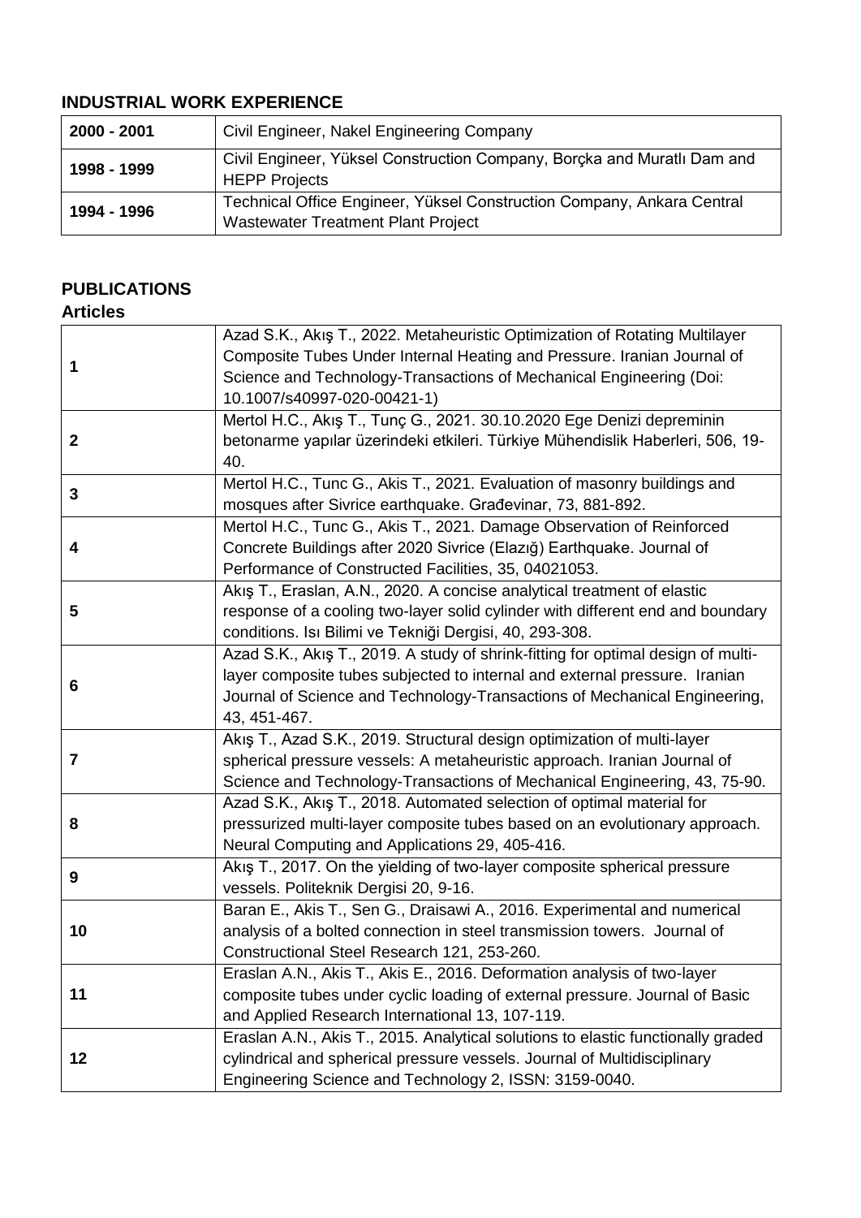## INDUSTRIAL WORK EXPERIENCE

| | |
|---|---|
| **2000 - 2001** | Civil Engineer, Nakel Engineering Company |
| **1998 - 1999** | Civil Engineer, Yüksel Construction Company, Borçka and Muratlı Dam and HEPP Projects |
| **1994 - 1996** | Technical Office Engineer, Yüksel Construction Company, Ankara Central Wastewater Treatment Plant Project |

## PUBLICATIONS

### Articles

| | |
|---|---|
| **1** | Azad S.K., Akış T., 2022. Metaheuristic Optimization of Rotating Multilayer Composite Tubes Under Internal Heating and Pressure. Iranian Journal of Science and Technology-Transactions of Mechanical Engineering (Doi: 10.1007/s40997-020-00421-1) |
| **2** | Mertol H.C., Akış T., Tunç G., 2021. 30.10.2020 Ege Denizi depreminin betonarme yapılar üzerindeki etkileri. Türkiye Mühendislik Haberleri, 506, 19-40. |
| **3** | Mertol H.C., Tunc G., Akis T., 2021. Evaluation of masonry buildings and mosques after Sivrice earthquake. Građevinar, 73, 881-892. |
| **4** | Mertol H.C., Tunc G., Akis T., 2021. Damage Observation of Reinforced Concrete Buildings after 2020 Sivrice (Elazığ) Earthquake. Journal of Performance of Constructed Facilities, 35, 04021053. |
| **5** | Akış T., Eraslan, A.N., 2020. A concise analytical treatment of elastic response of a cooling two-layer solid cylinder with different end and boundary conditions. Isı Bilimi ve Tekniği Dergisi, 40, 293-308. |
| **6** | Azad S.K., Akış T., 2019. A study of shrink-fitting for optimal design of multi-layer composite tubes subjected to internal and external pressure. Iranian Journal of Science and Technology-Transactions of Mechanical Engineering, 43, 451-467. |
| **7** | Akış T., Azad S.K., 2019. Structural design optimization of multi-layer spherical pressure vessels: A metaheuristic approach. Iranian Journal of Science and Technology-Transactions of Mechanical Engineering, 43, 75-90. |
| **8** | Azad S.K., Akış T., 2018. Automated selection of optimal material for pressurized multi-layer composite tubes based on an evolutionary approach. Neural Computing and Applications 29, 405-416. |
| **9** | Akış T., 2017. On the yielding of two-layer composite spherical pressure vessels. Politeknik Dergisi 20, 9-16. |
| **10** | Baran E., Akis T., Sen G., Draisawi A., 2016. Experimental and numerical analysis of a bolted connection in steel transmission towers. Journal of Constructional Steel Research 121, 253-260. |
| **11** | Eraslan A.N., Akis T., Akis E., 2016. Deformation analysis of two-layer composite tubes under cyclic loading of external pressure. Journal of Basic and Applied Research International 13, 107-119. |
| **12** | Eraslan A.N., Akis T., 2015. Analytical solutions to elastic functionally graded cylindrical and spherical pressure vessels. Journal of Multidisciplinary Engineering Science and Technology 2, ISSN: 3159-0040. |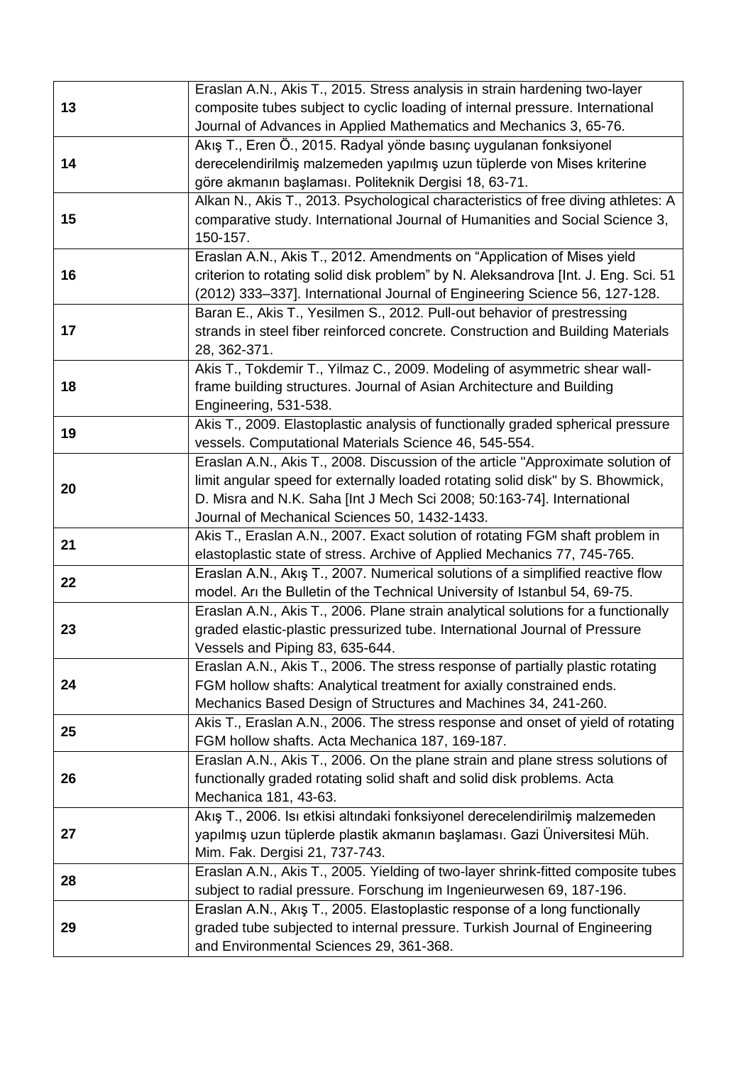| | |
|---|---|
| 13 | Eraslan A.N., Akis T., 2015. Stress analysis in strain hardening two-layer composite tubes subject to cyclic loading of internal pressure. International Journal of Advances in Applied Mathematics and Mechanics 3, 65-76. |
| 14 | Akış T., Eren Ö., 2015. Radyal yönde basınç uygulanan fonksiyonel derecelendirilmiş malzemeden yapılmış uzun tüplerde von Mises kriterine göre akmanın başlaması. Politeknik Dergisi 18, 63-71. |
| 15 | Alkan N., Akis T., 2013. Psychological characteristics of free diving athletes: A comparative study. International Journal of Humanities and Social Science 3, 150-157. |
| 16 | Eraslan A.N., Akis T., 2012. Amendments on "Application of Mises yield criterion to rotating solid disk problem" by N. Aleksandrova [Int. J. Eng. Sci. 51 (2012) 333–337]. International Journal of Engineering Science 56, 127-128. |
| 17 | Baran E., Akis T., Yesilmen S., 2012. Pull-out behavior of prestressing strands in steel fiber reinforced concrete. Construction and Building Materials 28, 362-371. |
| 18 | Akis T., Tokdemir T., Yilmaz C., 2009. Modeling of asymmetric shear wall-frame building structures. Journal of Asian Architecture and Building Engineering, 531-538. |
| 19 | Akis T., 2009. Elastoplastic analysis of functionally graded spherical pressure vessels. Computational Materials Science 46, 545-554. |
| 20 | Eraslan A.N., Akis T., 2008. Discussion of the article "Approximate solution of limit angular speed for externally loaded rotating solid disk" by S. Bhowmick, D. Misra and N.K. Saha [Int J Mech Sci 2008; 50:163-74]. International Journal of Mechanical Sciences 50, 1432-1433. |
| 21 | Akis T., Eraslan A.N., 2007. Exact solution of rotating FGM shaft problem in elastoplastic state of stress. Archive of Applied Mechanics 77, 745-765. |
| 22 | Eraslan A.N., Akış T., 2007. Numerical solutions of a simplified reactive flow model. Arı the Bulletin of the Technical University of Istanbul 54, 69-75. |
| 23 | Eraslan A.N., Akis T., 2006. Plane strain analytical solutions for a functionally graded elastic-plastic pressurized tube. International Journal of Pressure Vessels and Piping 83, 635-644. |
| 24 | Eraslan A.N., Akis T., 2006. The stress response of partially plastic rotating FGM hollow shafts: Analytical treatment for axially constrained ends. Mechanics Based Design of Structures and Machines 34, 241-260. |
| 25 | Akis T., Eraslan A.N., 2006. The stress response and onset of yield of rotating FGM hollow shafts. Acta Mechanica 187, 169-187. |
| 26 | Eraslan A.N., Akis T., 2006. On the plane strain and plane stress solutions of functionally graded rotating solid shaft and solid disk problems. Acta Mechanica 181, 43-63. |
| 27 | Akış T., 2006. Isı etkisi altındaki fonksiyonel derecelendirilmiş malzemeden yapılmış uzun tüplerde plastik akmanın başlaması. Gazi Üniversitesi Müh. Mim. Fak. Dergisi 21, 737-743. |
| 28 | Eraslan A.N., Akis T., 2005. Yielding of two-layer shrink-fitted composite tubes subject to radial pressure. Forschung im Ingenieurwesen 69, 187-196. |
| 29 | Eraslan A.N., Akış T., 2005. Elastoplastic response of a long functionally graded tube subjected to internal pressure. Turkish Journal of Engineering and Environmental Sciences 29, 361-368. |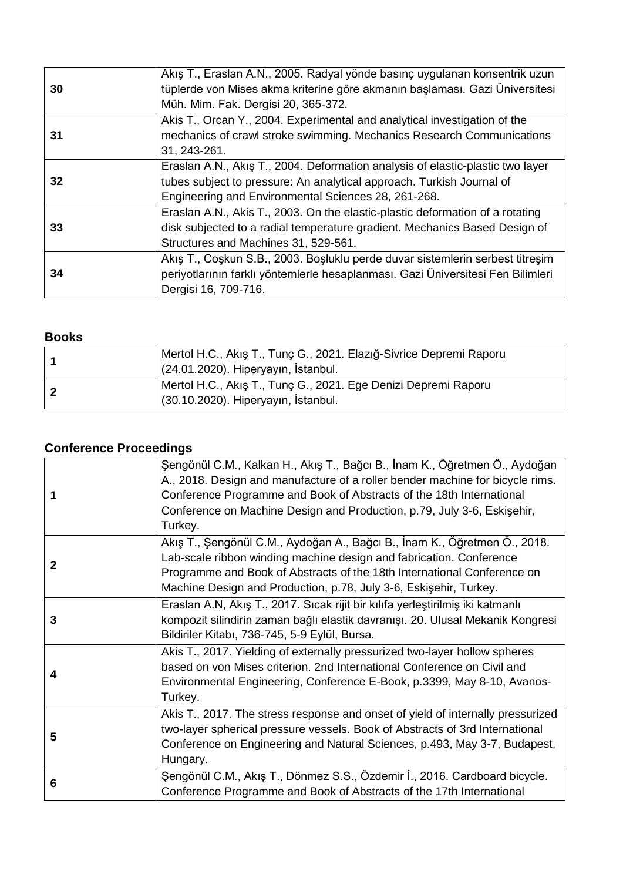| | |
|---|---|
| **30** | Akış T., Eraslan A.N., 2005. Radyal yönde basınç uygulanan konsentrik uzun tüplerde von Mises akma kriterine göre akmanın başlaması. Gazi Üniversitesi Müh. Mim. Fak. Dergisi 20, 365-372. |
| **31** | Akis T., Orcan Y., 2004. Experimental and analytical investigation of the mechanics of crawl stroke swimming. Mechanics Research Communications 31, 243-261. |
| **32** | Eraslan A.N., Akış T., 2004. Deformation analysis of elastic-plastic two layer tubes subject to pressure: An analytical approach. Turkish Journal of Engineering and Environmental Sciences 28, 261-268. |
| **33** | Eraslan A.N., Akis T., 2003. On the elastic-plastic deformation of a rotating disk subjected to a radial temperature gradient. Mechanics Based Design of Structures and Machines 31, 529-561. |
| **34** | Akış T., Coşkun S.B., 2003. Boşluklu perde duvar sistemlerin serbest titreşim periyotlarının farklı yöntemlerle hesaplanması. Gazi Üniversitesi Fen Bilimleri Dergisi 16, 709-716. |

### Books

| | |
|---|---|
| **1** | Mertol H.C., Akış T., Tunç G., 2021. Elazığ-Sivrice Depremi Raporu (24.01.2020). Hiperyayın, İstanbul. |
| **2** | Mertol H.C., Akış T., Tunç G., 2021. Ege Denizi Depremi Raporu (30.10.2020). Hiperyayın, İstanbul. |

### Conference Proceedings

| | |
|---|---|
| **1** | Şengönül C.M., Kalkan H., Akış T., Bağcı B., İnam K., Öğretmen Ö., Aydoğan A., 2018. Design and manufacture of a roller bender machine for bicycle rims. Conference Programme and Book of Abstracts of the 18th International Conference on Machine Design and Production, p.79, July 3-6, Eskişehir, Turkey. |
| **2** | Akış T., Şengönül C.M., Aydoğan A., Bağcı B., İnam K., Öğretmen Ö., 2018. Lab-scale ribbon winding machine design and fabrication. Conference Programme and Book of Abstracts of the 18th International Conference on Machine Design and Production, p.78, July 3-6, Eskişehir, Turkey. |
| **3** | Eraslan A.N, Akış T., 2017. Sıcak rijit bir kılıfa yerleştirilmiş iki katmanlı kompozit silindirin zaman bağlı elastik davranışı. 20. Ulusal Mekanik Kongresi Bildiriler Kitabı, 736-745, 5-9 Eylül, Bursa. |
| **4** | Akis T., 2017. Yielding of externally pressurized two-layer hollow spheres based on von Mises criterion. 2nd International Conference on Civil and Environmental Engineering, Conference E-Book, p.3399, May 8-10, Avanos-Turkey. |
| **5** | Akis T., 2017. The stress response and onset of yield of internally pressurized two-layer spherical pressure vessels. Book of Abstracts of 3rd International Conference on Engineering and Natural Sciences, p.493, May 3-7, Budapest, Hungary. |
| **6** | Şengönül C.M., Akış T., Dönmez S.S., Özdemir İ., 2016. Cardboard bicycle. Conference Programme and Book of Abstracts of the 17th International |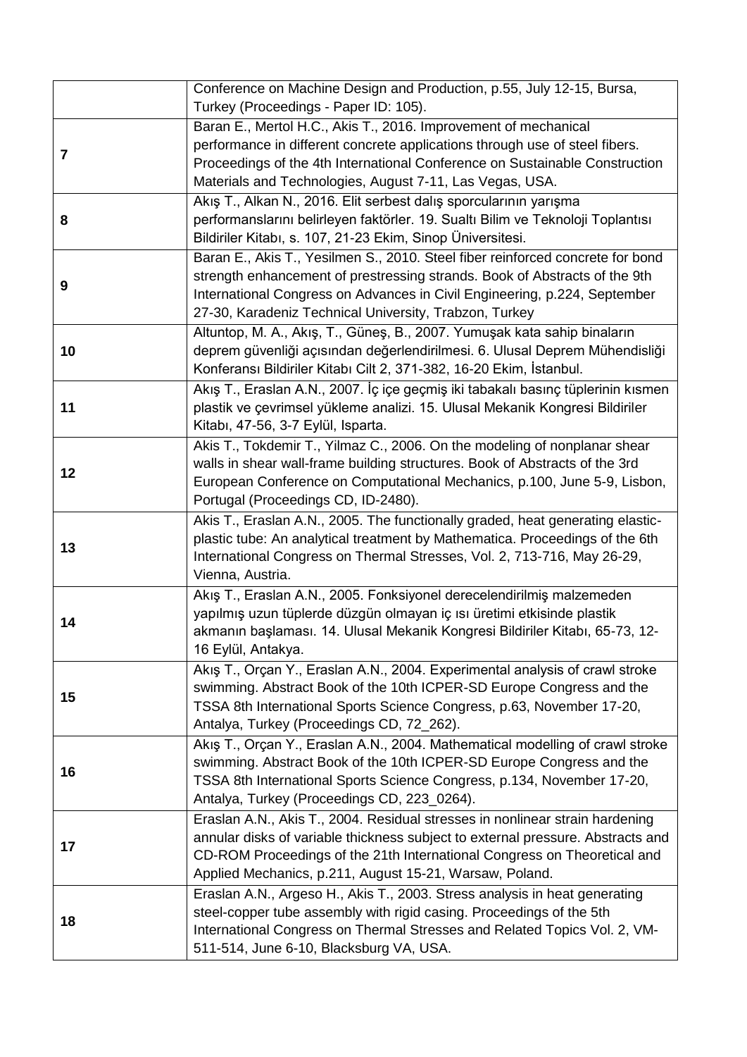| | |
|---|---|
| | Conference on Machine Design and Production, p.55, July 12-15, Bursa, Turkey (Proceedings - Paper ID: 105). |
| **7** | Baran E., Mertol H.C., Akis T., 2016. Improvement of mechanical performance in different concrete applications through use of steel fibers. Proceedings of the 4th International Conference on Sustainable Construction Materials and Technologies, August 7-11, Las Vegas, USA. |
| **8** | Akış T., Alkan N., 2016. Elit serbest dalış sporcularının yarışma performanslarını belirleyen faktörler. 19. Sualtı Bilim ve Teknoloji Toplantısı Bildiriler Kitabı, s. 107, 21-23 Ekim, Sinop Üniversitesi. |
| **9** | Baran E., Akis T., Yesilmen S., 2010. Steel fiber reinforced concrete for bond strength enhancement of prestressing strands. Book of Abstracts of the 9th International Congress on Advances in Civil Engineering, p.224, September 27-30, Karadeniz Technical University, Trabzon, Turkey |
| **10** | Altuntop, M. A., Akış, T., Güneş, B., 2007. Yumuşak kata sahip binaların deprem güvenliği açısından değerlendirilmesi. 6. Ulusal Deprem Mühendisliği Konferansı Bildiriler Kitabı Cilt 2, 371-382, 16-20 Ekim, İstanbul. |
| **11** | Akış T., Eraslan A.N., 2007. İç içe geçmiş iki tabakalı basınç tüplerinin kısmen plastik ve çevrimsel yükleme analizi. 15. Ulusal Mekanik Kongresi Bildiriler Kitabı, 47-56, 3-7 Eylül, Isparta. |
| **12** | Akis T., Tokdemir T., Yilmaz C., 2006. On the modeling of nonplanar shear walls in shear wall-frame building structures. Book of Abstracts of the 3rd European Conference on Computational Mechanics, p.100, June 5-9, Lisbon, Portugal (Proceedings CD, ID-2480). |
| **13** | Akis T., Eraslan A.N., 2005. The functionally graded, heat generating elastic-plastic tube: An analytical treatment by Mathematica. Proceedings of the 6th International Congress on Thermal Stresses, Vol. 2, 713-716, May 26-29, Vienna, Austria. |
| **14** | Akış T., Eraslan A.N., 2005. Fonksiyonel derecelendirilmiş malzemeden yapılmış uzun tüplerde düzgün olmayan iç ısı üretimi etkisinde plastik akmanın başlaması. 14. Ulusal Mekanik Kongresi Bildiriler Kitabı, 65-73, 12-16 Eylül, Antakya. |
| **15** | Akış T., Orçan Y., Eraslan A.N., 2004. Experimental analysis of crawl stroke swimming. Abstract Book of the 10th ICPER-SD Europe Congress and the TSSA 8th International Sports Science Congress, p.63, November 17-20, Antalya, Turkey (Proceedings CD, 72_262). |
| **16** | Akış T., Orçan Y., Eraslan A.N., 2004. Mathematical modelling of crawl stroke swimming. Abstract Book of the 10th ICPER-SD Europe Congress and the TSSA 8th International Sports Science Congress, p.134, November 17-20, Antalya, Turkey (Proceedings CD, 223_0264). |
| **17** | Eraslan A.N., Akis T., 2004. Residual stresses in nonlinear strain hardening annular disks of variable thickness subject to external pressure. Abstracts and CD-ROM Proceedings of the 21th International Congress on Theoretical and Applied Mechanics, p.211, August 15-21, Warsaw, Poland. |
| **18** | Eraslan A.N., Argeso H., Akis T., 2003. Stress analysis in heat generating steel-copper tube assembly with rigid casing. Proceedings of the 5th International Congress on Thermal Stresses and Related Topics Vol. 2, VM-511-514, June 6-10, Blacksburg VA, USA. |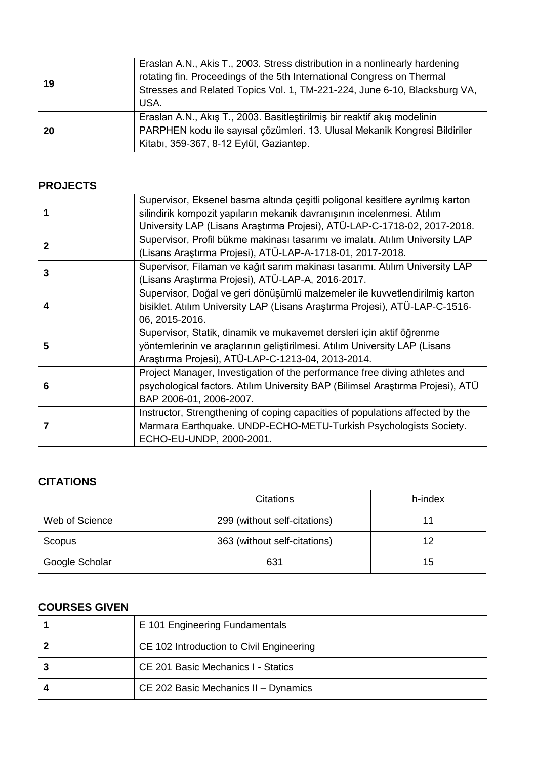| | |
|---|---|
| **19** | Eraslan A.N., Akis T., 2003. Stress distribution in a nonlinearly hardening rotating fin. Proceedings of the 5th International Congress on Thermal Stresses and Related Topics Vol. 1, TM-221-224, June 6-10, Blacksburg VA, USA. |
| **20** | Eraslan A.N., Akış T., 2003. Basitleştirilmiş bir reaktif akış modelinin PARPHEN kodu ile sayısal çözümleri. 13. Ulusal Mekanik Kongresi Bildiriler Kitabı, 359-367, 8-12 Eylül, Gaziantep. |

## PROJECTS

| | |
|---|---|
| **1** | Supervisor, Eksenel basma altında çeşitli poligonal kesitlere ayrılmış karton silindirik kompozit yapıların mekanik davranışının incelenmesi. Atılım University LAP (Lisans Araştırma Projesi), ATÜ-LAP-C-1718-02, 2017-2018. |
| **2** | Supervisor, Profil bükme makinası tasarımı ve imalatı. Atılım University LAP (Lisans Araştırma Projesi), ATÜ-LAP-A-1718-01, 2017-2018. |
| **3** | Supervisor, Filaman ve kağıt sarım makinası tasarımı. Atılım University LAP (Lisans Araştırma Projesi), ATÜ-LAP-A, 2016-2017. |
| **4** | Supervisor, Doğal ve geri dönüşümlü malzemeler ile kuvvetlendirilmiş karton bisiklet. Atılım University LAP (Lisans Araştırma Projesi), ATÜ-LAP-C-1516-06, 2015-2016. |
| **5** | Supervisor, Statik, dinamik ve mukavemet dersleri için aktif öğrenme yöntemlerinin ve araçlarının geliştirilmesi. Atılım University LAP (Lisans Araştırma Projesi), ATÜ-LAP-C-1213-04, 2013-2014. |
| **6** | Project Manager, Investigation of the performance free diving athletes and psychological factors. Atılım University BAP (Bilimsel Araştırma Projesi), ATÜ BAP 2006-01, 2006-2007. |
| **7** | Instructor, Strengthening of coping capacities of populations affected by the Marmara Earthquake. UNDP-ECHO-METU-Turkish Psychologists Society. ECHO-EU-UNDP, 2000-2001. |

## CITATIONS

| | Citations | h-index |
|---|---|---|
| Web of Science | 299 (without self-citations) | 11 |
| Scopus | 363 (without self-citations) | 12 |
| Google Scholar | 631 | 15 |

## COURSES GIVEN

| | |
|---|---|
| **1** | E 101 Engineering Fundamentals |
| **2** | CE 102 Introduction to Civil Engineering |
| **3** | CE 201 Basic Mechanics I - Statics |
| **4** | CE 202 Basic Mechanics II – Dynamics |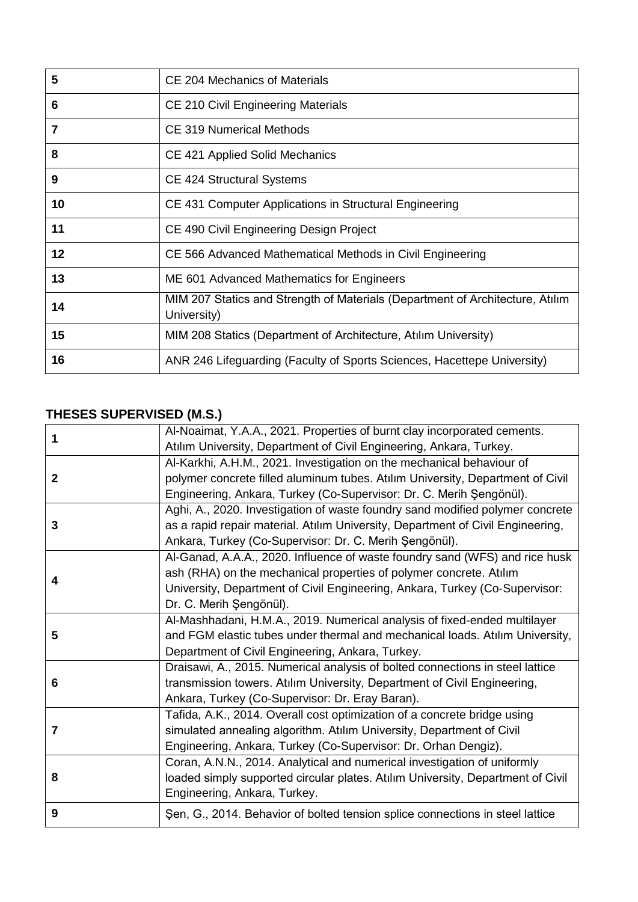| | |
|---|---|
| **5** | CE 204 Mechanics of Materials |
| **6** | CE 210 Civil Engineering Materials |
| **7** | CE 319 Numerical Methods |
| **8** | CE 421 Applied Solid Mechanics |
| **9** | CE 424 Structural Systems |
| **10** | CE 431 Computer Applications in Structural Engineering |
| **11** | CE 490 Civil Engineering Design Project |
| **12** | CE 566 Advanced Mathematical Methods in Civil Engineering |
| **13** | ME 601 Advanced Mathematics for Engineers |
| **14** | MIM 207 Statics and Strength of Materials (Department of Architecture, Atılım University) |
| **15** | MIM 208 Statics (Department of Architecture, Atılım University) |
| **16** | ANR 246 Lifeguarding (Faculty of Sports Sciences, Hacettepe University) |

## THESES SUPERVISED (M.S.)

| | |
|---|---|
| **1** | Al-Noaimat, Y.A.A., 2021. Properties of burnt clay incorporated cements. Atılım University, Department of Civil Engineering, Ankara, Turkey. |
| **2** | Al-Karkhi, A.H.M., 2021. Investigation on the mechanical behaviour of polymer concrete filled aluminum tubes. Atılım University, Department of Civil Engineering, Ankara, Turkey (Co-Supervisor: Dr. C. Merih Şengönül). |
| **3** | Aghi, A., 2020. Investigation of waste foundry sand modified polymer concrete as a rapid repair material. Atılım University, Department of Civil Engineering, Ankara, Turkey (Co-Supervisor: Dr. C. Merih Şengönül). |
| **4** | Al-Ganad, A.A.A., 2020. Influence of waste foundry sand (WFS) and rice husk ash (RHA) on the mechanical properties of polymer concrete. Atılım University, Department of Civil Engineering, Ankara, Turkey (Co-Supervisor: Dr. C. Merih Şengönül). |
| **5** | Al-Mashhadani, H.M.A., 2019. Numerical analysis of fixed-ended multilayer and FGM elastic tubes under thermal and mechanical loads. Atılım University, Department of Civil Engineering, Ankara, Turkey. |
| **6** | Draisawi, A., 2015. Numerical analysis of bolted connections in steel lattice transmission towers. Atılım University, Department of Civil Engineering, Ankara, Turkey (Co-Supervisor: Dr. Eray Baran). |
| **7** | Tafida, A.K., 2014. Overall cost optimization of a concrete bridge using simulated annealing algorithm. Atılım University, Department of Civil Engineering, Ankara, Turkey (Co-Supervisor: Dr. Orhan Dengiz). |
| **8** | Coran, A.N.N., 2014. Analytical and numerical investigation of uniformly loaded simply supported circular plates. Atılım University, Department of Civil Engineering, Ankara, Turkey. |
| **9** | Şen, G., 2014. Behavior of bolted tension splice connections in steel lattice |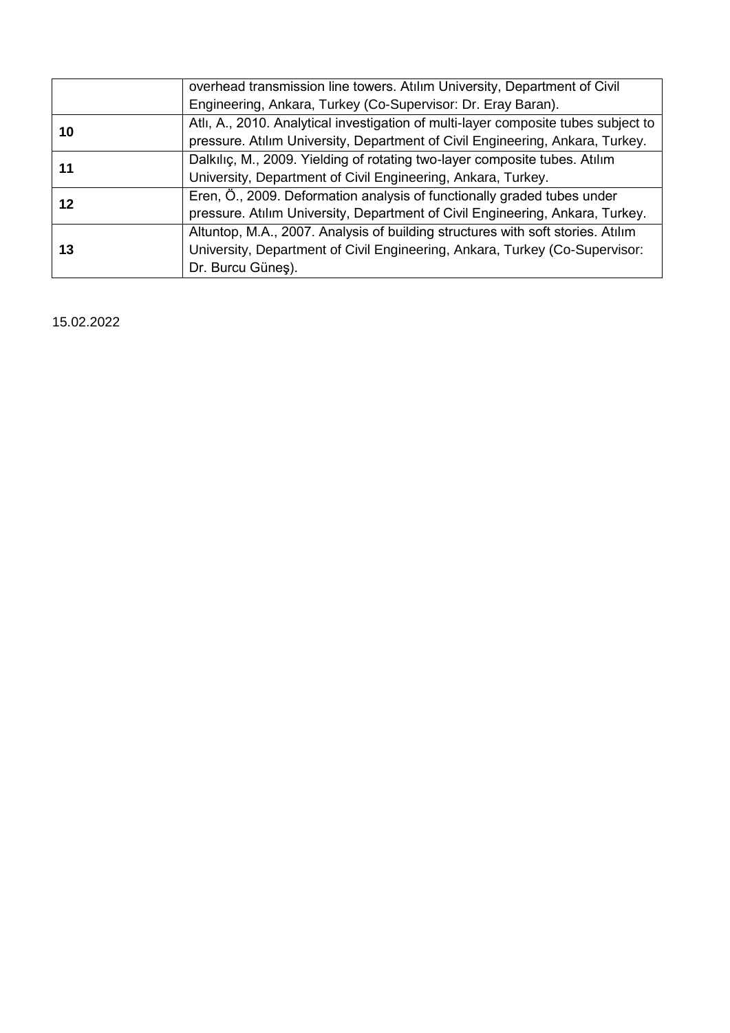| | |
|---|---|
| | overhead transmission line towers. Atılım University, Department of Civil Engineering, Ankara, Turkey (Co-Supervisor: Dr. Eray Baran). |
| **10** | Atlı, A., 2010. Analytical investigation of multi-layer composite tubes subject to pressure. Atılım University, Department of Civil Engineering, Ankara, Turkey. |
| **11** | Dalkılıç, M., 2009. Yielding of rotating two-layer composite tubes. Atılım University, Department of Civil Engineering, Ankara, Turkey. |
| **12** | Eren, Ö., 2009. Deformation analysis of functionally graded tubes under pressure. Atılım University, Department of Civil Engineering, Ankara, Turkey. |
| **13** | Altuntop, M.A., 2007. Analysis of building structures with soft stories. Atılım University, Department of Civil Engineering, Ankara, Turkey (Co-Supervisor: Dr. Burcu Güneş). |

15.02.2022